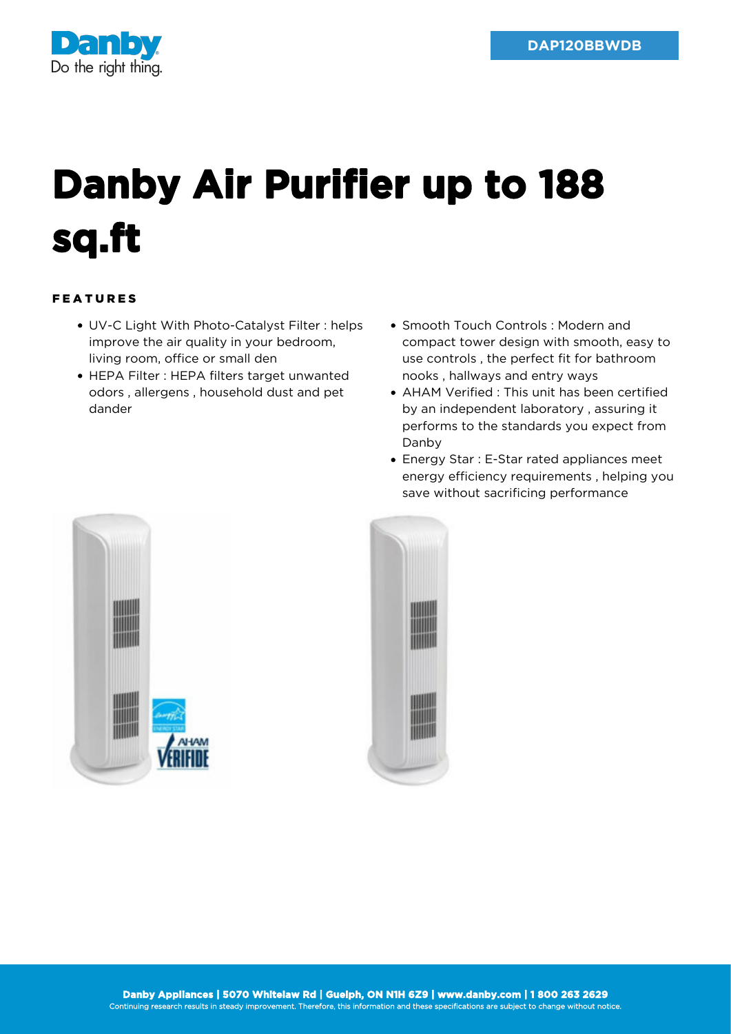DAP120BBWDB

# Danby Air Purifier up to 188 sq.ft

## FEATURES

- UV-C Light With Photo-Catalyst Filter : helps improve the air quality in your bedroom, living room, office or small den
- HEPA Filter : HEPA filters target unwanted odors , allergens , household dust and pet dander
- Smooth Touch Controls : Modern and compact tower design with smooth, easy to use controls , the perfect fit for bathroom nooks , hallways and entry ways
- AHAM Verified : This unit has been certified by an independent laboratory , assuring it performs to the standards you expect from Danby
- Energy Star : E-Star rated appliances meet energy efficiency requirements , helping you save without sacrificing performance

**Danby Appliances | 5070 Whitelaw Rd | Guelph, ON N1H 6Z9 | www.danby.com | 1 800 263 2629**

Continuing research results in steady improvement. Therefore, this information and these specifications are subject to change without notice.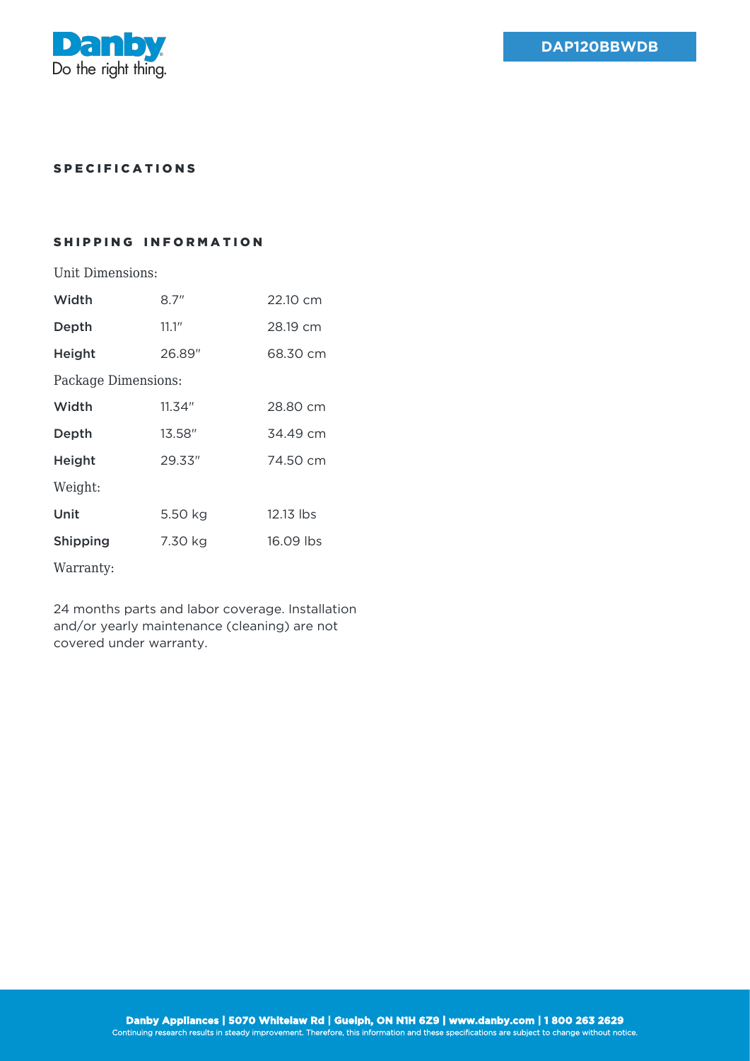DAP120BBWDB

## SPECIFICATIONS

### SHIPPING INFORMATION

Unit Dimensions:

| | | |
|---|---|---|
| **Width** | 8.7″ | 22.10 cm |
| **Depth** | 11.1″ | 28.19 cm |
| **Height** | 26.89″ | 68.30 cm |

Package Dimensions:

| | | |
|---|---|---|
| **Width** | 11.34″ | 28.80 cm |
| **Depth** | 13.58″ | 34.49 cm |
| **Height** | 29.33″ | 74.50 cm |

Weight:

| | | |
|---|---|---|
| **Unit** | 5.50 kg | 12.13 lbs |
| **Shipping** | 7.30 kg | 16.09 lbs |

Warranty:

24 months parts and labor coverage. Installation and/or yearly maintenance (cleaning) are not covered under warranty.